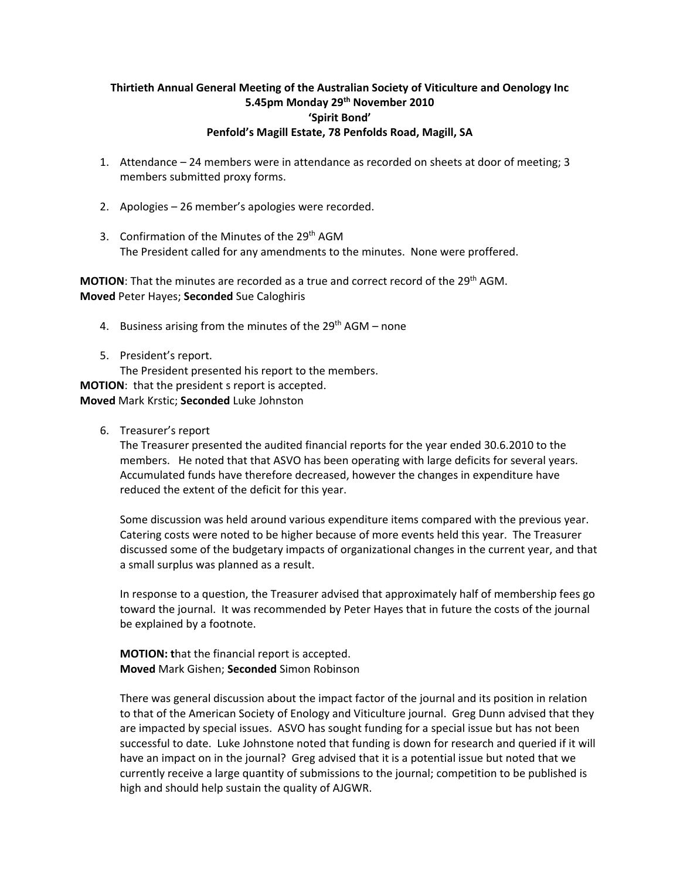**Thirtieth Annual General Meeting of the Australian Society of Viticulture and Oenology Inc**
**5.45pm Monday 29th November 2010**
**'Spirit Bond'**
**Penfold's Magill Estate, 78 Penfolds Road, Magill, SA**

1. Attendance – 24 members were in attendance as recorded on sheets at door of meeting; 3 members submitted proxy forms.

2. Apologies – 26 member's apologies were recorded.

3. Confirmation of the Minutes of the 29th AGM
   The President called for any amendments to the minutes. None were proffered.

**MOTION**: That the minutes are recorded as a true and correct record of the 29th AGM.
**Moved** Peter Hayes; **Seconded** Sue Caloghiris

4. Business arising from the minutes of the 29th AGM – none

5. President's report.
   The President presented his report to the members.

**MOTION**: that the president s report is accepted.
**Moved** Mark Krstic; **Seconded** Luke Johnston

6. Treasurer's report
   The Treasurer presented the audited financial reports for the year ended 30.6.2010 to the members. He noted that that ASVO has been operating with large deficits for several years. Accumulated funds have therefore decreased, however the changes in expenditure have reduced the extent of the deficit for this year.

   Some discussion was held around various expenditure items compared with the previous year. Catering costs were noted to be higher because of more events held this year. The Treasurer discussed some of the budgetary impacts of organizational changes in the current year, and that a small surplus was planned as a result.

   In response to a question, the Treasurer advised that approximately half of membership fees go toward the journal. It was recommended by Peter Hayes that in future the costs of the journal be explained by a footnote.

   **MOTION: t**hat the financial report is accepted.
   **Moved** Mark Gishen; **Seconded** Simon Robinson

   There was general discussion about the impact factor of the journal and its position in relation to that of the American Society of Enology and Viticulture journal. Greg Dunn advised that they are impacted by special issues. ASVO has sought funding for a special issue but has not been successful to date. Luke Johnstone noted that funding is down for research and queried if it will have an impact on in the journal? Greg advised that it is a potential issue but noted that we currently receive a large quantity of submissions to the journal; competition to be published is high and should help sustain the quality of AJGWR.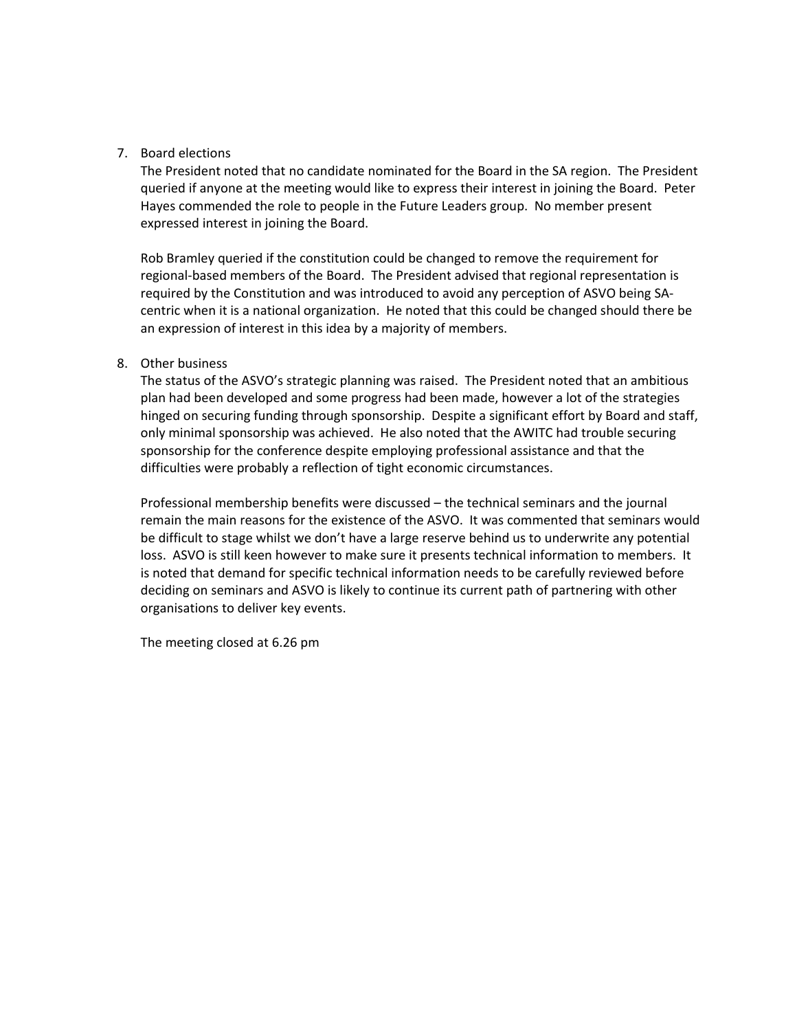7. Board elections

   The President noted that no candidate nominated for the Board in the SA region. The President queried if anyone at the meeting would like to express their interest in joining the Board. Peter Hayes commended the role to people in the Future Leaders group. No member present expressed interest in joining the Board.

   Rob Bramley queried if the constitution could be changed to remove the requirement for regional-based members of the Board. The President advised that regional representation is required by the Constitution and was introduced to avoid any perception of ASVO being SA-centric when it is a national organization. He noted that this could be changed should there be an expression of interest in this idea by a majority of members.

8. Other business

   The status of the ASVO's strategic planning was raised. The President noted that an ambitious plan had been developed and some progress had been made, however a lot of the strategies hinged on securing funding through sponsorship. Despite a significant effort by Board and staff, only minimal sponsorship was achieved. He also noted that the AWITC had trouble securing sponsorship for the conference despite employing professional assistance and that the difficulties were probably a reflection of tight economic circumstances.

   Professional membership benefits were discussed – the technical seminars and the journal remain the main reasons for the existence of the ASVO. It was commented that seminars would be difficult to stage whilst we don't have a large reserve behind us to underwrite any potential loss. ASVO is still keen however to make sure it presents technical information to members. It is noted that demand for specific technical information needs to be carefully reviewed before deciding on seminars and ASVO is likely to continue its current path of partnering with other organisations to deliver key events.

   The meeting closed at 6.26 pm